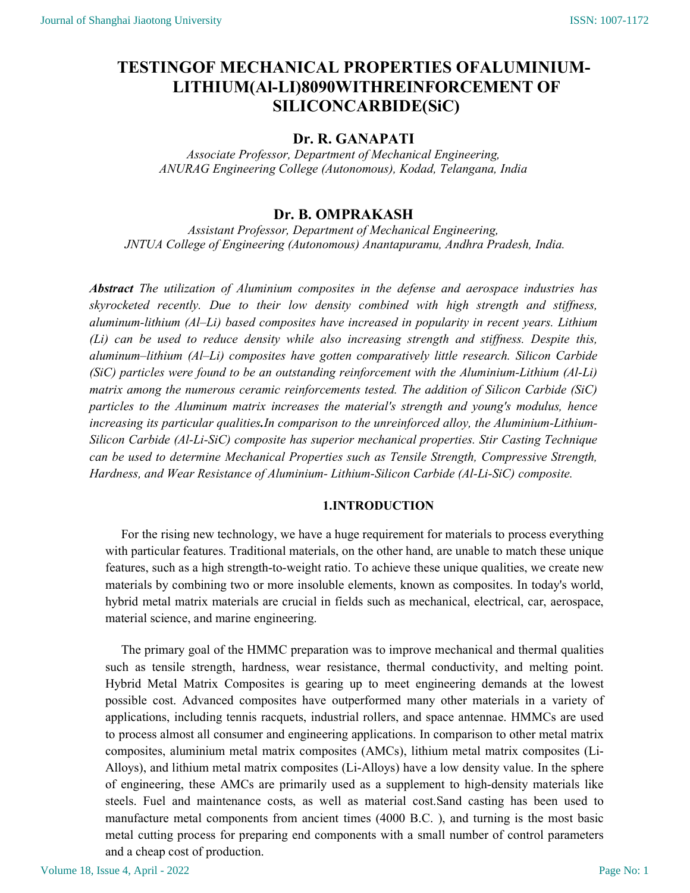# TESTINGOF MECHANICAL PROPERTIES OFALUMINIUM-LITHIUM(Al-LI)8090WITHREINFORCEMENT OF SILICONCARBIDE(SiC)

## Dr. R. GANAPATI

*Associate Professor, Department of Mechanical Engineering,*
*ANURAG Engineering College (Autonomous), Kodad, Telangana, India*

## Dr. B. OMPRAKASH

*Assistant Professor, Department of Mechanical Engineering,*
*JNTUA College of Engineering (Autonomous) Anantapuramu, Andhra Pradesh, India.*

***Abstract*** *The utilization of Aluminium composites in the defense and aerospace industries has skyrocketed recently. Due to their low density combined with high strength and stiffness, aluminum-lithium (Al–Li) based composites have increased in popularity in recent years. Lithium (Li) can be used to reduce density while also increasing strength and stiffness. Despite this, aluminum–lithium (Al–Li) composites have gotten comparatively little research. Silicon Carbide (SiC) particles were found to be an outstanding reinforcement with the Aluminium-Lithium (Al-Li) matrix among the numerous ceramic reinforcements tested. The addition of Silicon Carbide (SiC) particles to the Aluminum matrix increases the material's strength and young's modulus, hence increasing its particular qualities.In comparison to the unreinforced alloy, the Aluminium-Lithium-Silicon Carbide (Al-Li-SiC) composite has superior mechanical properties. Stir Casting Technique can be used to determine Mechanical Properties such as Tensile Strength, Compressive Strength, Hardness, and Wear Resistance of Aluminium- Lithium-Silicon Carbide (Al-Li-SiC) composite.*

## 1.INTRODUCTION

For the rising new technology, we have a huge requirement for materials to process everything with particular features. Traditional materials, on the other hand, are unable to match these unique features, such as a high strength-to-weight ratio. To achieve these unique qualities, we create new materials by combining two or more insoluble elements, known as composites. In today's world, hybrid metal matrix materials are crucial in fields such as mechanical, electrical, car, aerospace, material science, and marine engineering.

The primary goal of the HMMC preparation was to improve mechanical and thermal qualities such as tensile strength, hardness, wear resistance, thermal conductivity, and melting point. Hybrid Metal Matrix Composites is gearing up to meet engineering demands at the lowest possible cost. Advanced composites have outperformed many other materials in a variety of applications, including tennis racquets, industrial rollers, and space antennae. HMMCs are used to process almost all consumer and engineering applications. In comparison to other metal matrix composites, aluminium metal matrix composites (AMCs), lithium metal matrix composites (Li-Alloys), and lithium metal matrix composites (Li-Alloys) have a low density value. In the sphere of engineering, these AMCs are primarily used as a supplement to high-density materials like steels. Fuel and maintenance costs, as well as material cost.Sand casting has been used to manufacture metal components from ancient times (4000 B.C. ), and turning is the most basic metal cutting process for preparing end components with a small number of control parameters and a cheap cost of production.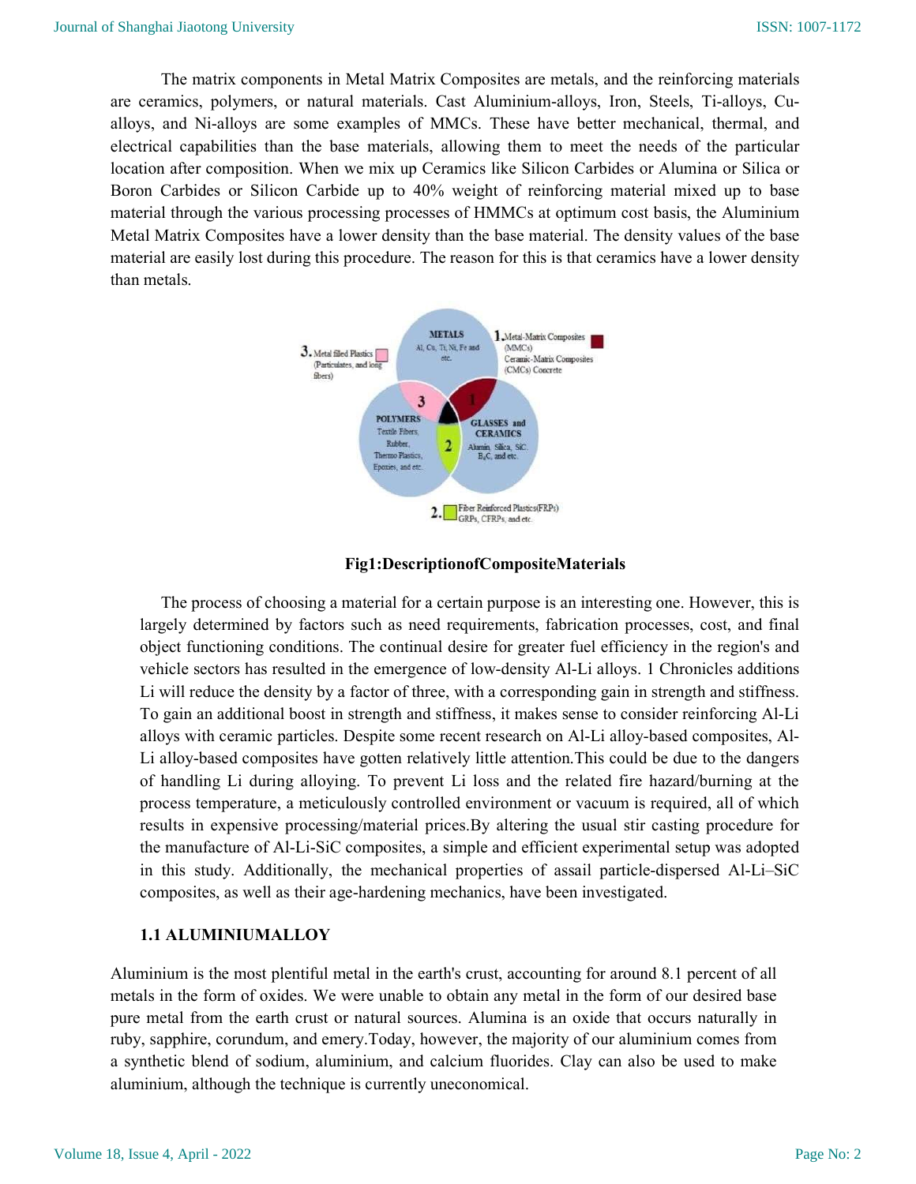The matrix components in Metal Matrix Composites are metals, and the reinforcing materials are ceramics, polymers, or natural materials. Cast Aluminium-alloys, Iron, Steels, Ti-alloys, Cu-alloys, and Ni-alloys are some examples of MMCs. These have better mechanical, thermal, and electrical capabilities than the base materials, allowing them to meet the needs of the particular location after composition. When we mix up Ceramics like Silicon Carbides or Alumina or Silica or Boron Carbides or Silicon Carbide up to 40% weight of reinforcing material mixed up to base material through the various processing processes of HMMCs at optimum cost basis, the Aluminium Metal Matrix Composites have a lower density than the base material. The density values of the base material are easily lost during this procedure. The reason for this is that ceramics have a lower density than metals.

**Fig1:DescriptionofCompositeMaterials**

The process of choosing a material for a certain purpose is an interesting one. However, this is largely determined by factors such as need requirements, fabrication processes, cost, and final object functioning conditions. The continual desire for greater fuel efficiency in the region's and vehicle sectors has resulted in the emergence of low-density Al-Li alloys. 1 Chronicles additions Li will reduce the density by a factor of three, with a corresponding gain in strength and stiffness. To gain an additional boost in strength and stiffness, it makes sense to consider reinforcing Al-Li alloys with ceramic particles. Despite some recent research on Al-Li alloy-based composites, Al-Li alloy-based composites have gotten relatively little attention.This could be due to the dangers of handling Li during alloying. To prevent Li loss and the related fire hazard/burning at the process temperature, a meticulously controlled environment or vacuum is required, all of which results in expensive processing/material prices.By altering the usual stir casting procedure for the manufacture of Al-Li-SiC composites, a simple and efficient experimental setup was adopted in this study. Additionally, the mechanical properties of assail particle-dispersed Al-Li–SiC composites, as well as their age-hardening mechanics, have been investigated.

### 1.1 ALUMINIUMALLOY

Aluminium is the most plentiful metal in the earth's crust, accounting for around 8.1 percent of all metals in the form of oxides. We were unable to obtain any metal in the form of our desired base pure metal from the earth crust or natural sources. Alumina is an oxide that occurs naturally in ruby, sapphire, corundum, and emery.Today, however, the majority of our aluminium comes from a synthetic blend of sodium, aluminium, and calcium fluorides. Clay can also be used to make aluminium, although the technique is currently uneconomical.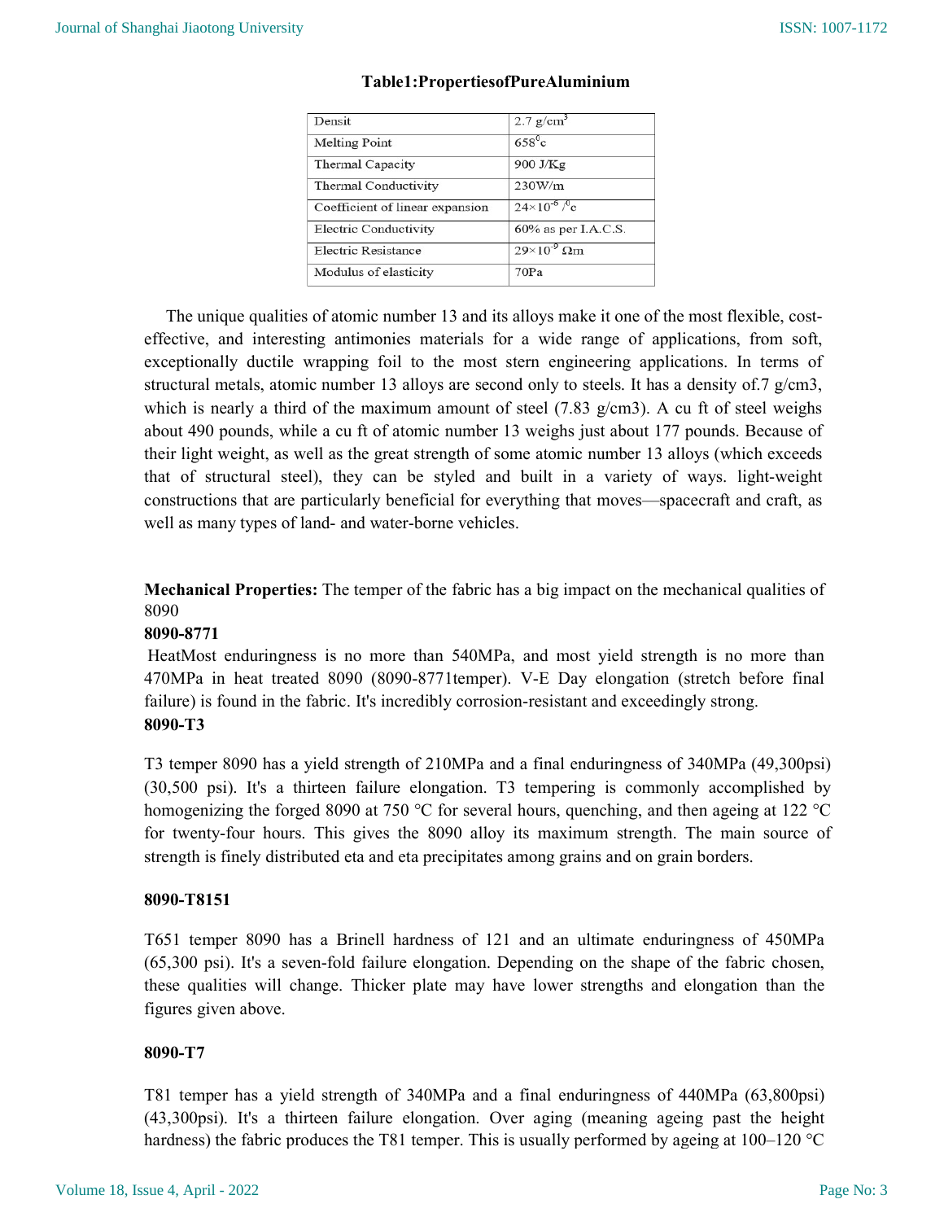**Table1:PropertiesofPureAluminium**

| Densit | 2.7 $g/cm^3$ |
|---|---|
| Melting Point | $658^0c$ |
| Thermal Capacity | 900 J/Kg |
| Thermal Conductivity | 230W/m |
| Coefficient of linear expansion | $24\times10^{-6}/^0c$ |
| Electric Conductivity | 60% as per I.A.C.S. |
| Electric Resistance | $29\times10^{-9}$ Ωm |
| Modulus of elasticity | 70Pa |

The unique qualities of atomic number 13 and its alloys make it one of the most flexible, cost-effective, and interesting antimonies materials for a wide range of applications, from soft, exceptionally ductile wrapping foil to the most stern engineering applications. In terms of structural metals, atomic number 13 alloys are second only to steels. It has a density of.7 g/cm3, which is nearly a third of the maximum amount of steel (7.83 g/cm3). A cu ft of steel weighs about 490 pounds, while a cu ft of atomic number 13 weighs just about 177 pounds. Because of their light weight, as well as the great strength of some atomic number 13 alloys (which exceeds that of structural steel), they can be styled and built in a variety of ways. light-weight constructions that are particularly beneficial for everything that moves—spacecraft and craft, as well as many types of land- and water-borne vehicles.

**Mechanical Properties:** The temper of the fabric has a big impact on the mechanical qualities of 8090

**8090-8771**

HeatMost enduringness is no more than 540MPa, and most yield strength is no more than 470MPa in heat treated 8090 (8090-8771temper). V-E Day elongation (stretch before final failure) is found in the fabric. It's incredibly corrosion-resistant and exceedingly strong.

**8090-T3**

T3 temper 8090 has a yield strength of 210MPa and a final enduringness of 340MPa (49,300psi) (30,500 psi). It's a thirteen failure elongation. T3 tempering is commonly accomplished by homogenizing the forged 8090 at 750 °C for several hours, quenching, and then ageing at 122 °C for twenty-four hours. This gives the 8090 alloy its maximum strength. The main source of strength is finely distributed eta and eta precipitates among grains and on grain borders.

**8090-T8151**

T651 temper 8090 has a Brinell hardness of 121 and an ultimate enduringness of 450MPa (65,300 psi). It's a seven-fold failure elongation. Depending on the shape of the fabric chosen, these qualities will change. Thicker plate may have lower strengths and elongation than the figures given above.

**8090-T7**

T81 temper has a yield strength of 340MPa and a final enduringness of 440MPa (63,800psi) (43,300psi). It's a thirteen failure elongation. Over aging (meaning ageing past the height hardness) the fabric produces the T81 temper. This is usually performed by ageing at 100–120 °C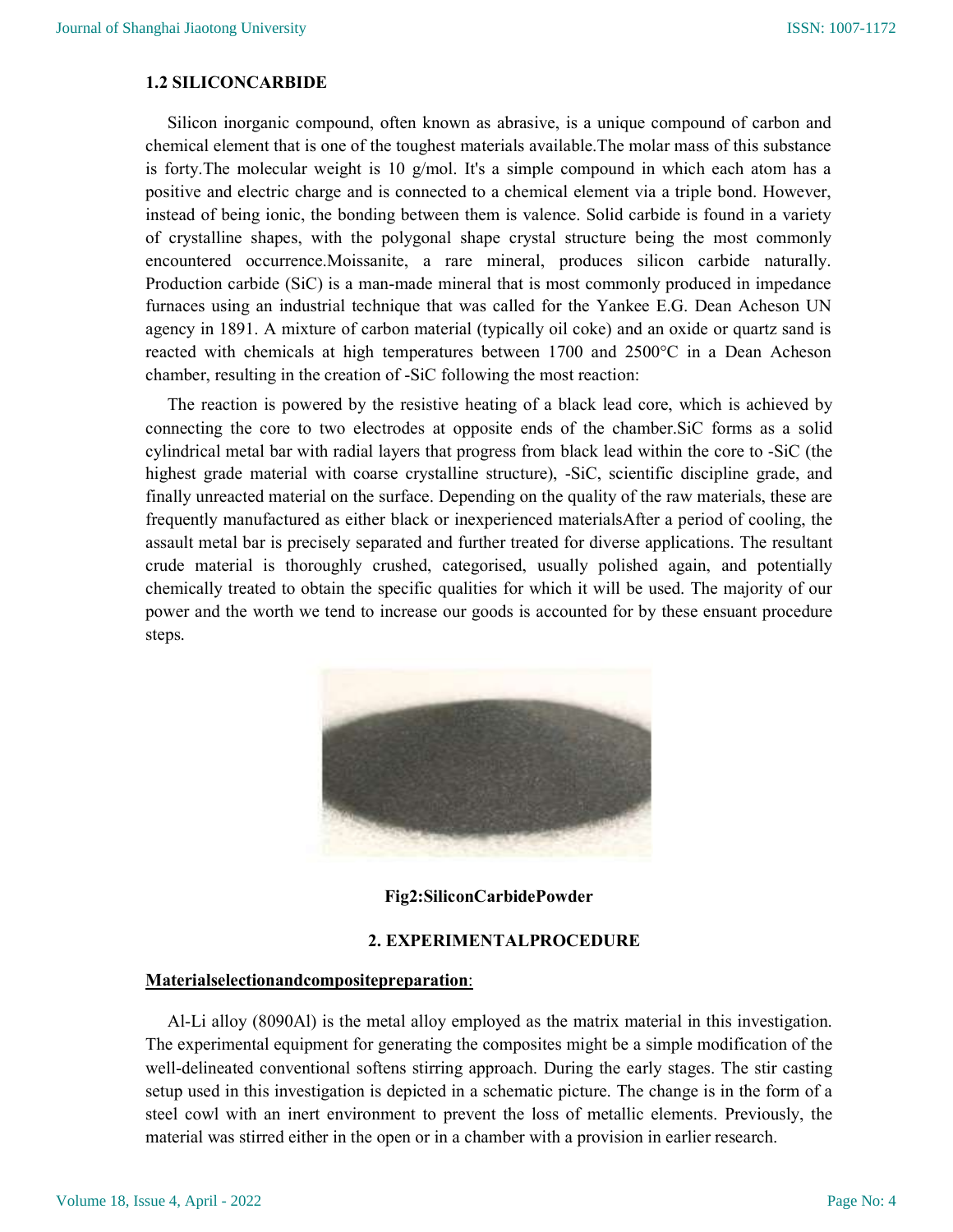### 1.2 SILICONCARBIDE

Silicon inorganic compound, often known as abrasive, is a unique compound of carbon and chemical element that is one of the toughest materials available.The molar mass of this substance is forty.The molecular weight is 10 g/mol. It's a simple compound in which each atom has a positive and electric charge and is connected to a chemical element via a triple bond. However, instead of being ionic, the bonding between them is valence. Solid carbide is found in a variety of crystalline shapes, with the polygonal shape crystal structure being the most commonly encountered occurrence.Moissanite, a rare mineral, produces silicon carbide naturally. Production carbide (SiC) is a man-made mineral that is most commonly produced in impedance furnaces using an industrial technique that was called for the Yankee E.G. Dean Acheson UN agency in 1891. A mixture of carbon material (typically oil coke) and an oxide or quartz sand is reacted with chemicals at high temperatures between 1700 and 2500°C in a Dean Acheson chamber, resulting in the creation of -SiC following the most reaction:

The reaction is powered by the resistive heating of a black lead core, which is achieved by connecting the core to two electrodes at opposite ends of the chamber.SiC forms as a solid cylindrical metal bar with radial layers that progress from black lead within the core to -SiC (the highest grade material with coarse crystalline structure), -SiC, scientific discipline grade, and finally unreacted material on the surface. Depending on the quality of the raw materials, these are frequently manufactured as either black or inexperienced materialsAfter a period of cooling, the assault metal bar is precisely separated and further treated for diverse applications. The resultant crude material is thoroughly crushed, categorised, usually polished again, and potentially chemically treated to obtain the specific qualities for which it will be used. The majority of our power and the worth we tend to increase our goods is accounted for by these ensuant procedure steps.

**Fig2:SiliconCarbidePowder**

## 2. EXPERIMENTALPROCEDURE

**Materialselectionandcompositepreparation**:

Al-Li alloy (8090Al) is the metal alloy employed as the matrix material in this investigation. The experimental equipment for generating the composites might be a simple modification of the well-delineated conventional softens stirring approach. During the early stages. The stir casting setup used in this investigation is depicted in a schematic picture. The change is in the form of a steel cowl with an inert environment to prevent the loss of metallic elements. Previously, the material was stirred either in the open or in a chamber with a provision in earlier research.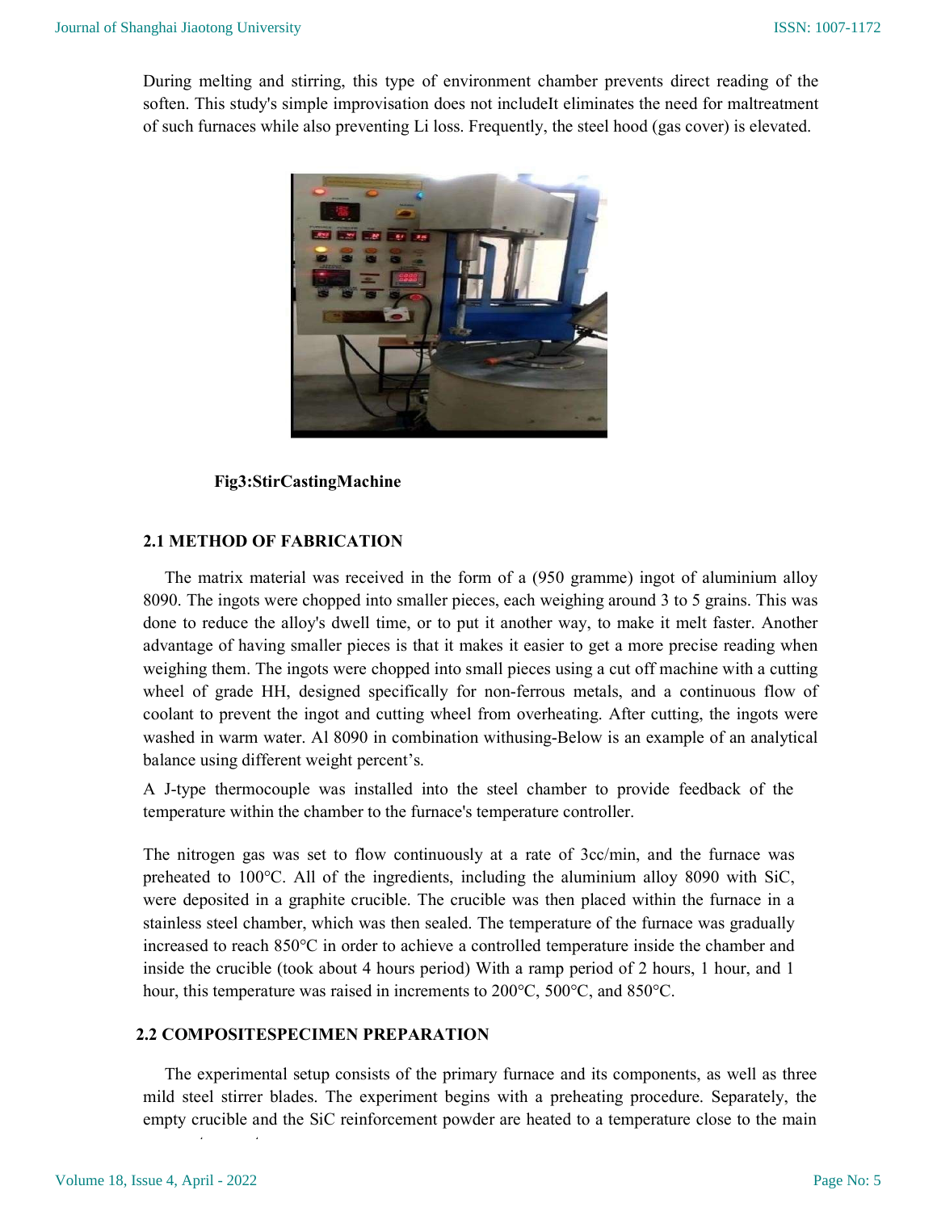During melting and stirring, this type of environment chamber prevents direct reading of the soften. This study's simple improvisation does not includeIt eliminates the need for maltreatment of such furnaces while also preventing Li loss. Frequently, the steel hood (gas cover) is elevated.

**Fig3:StirCastingMachine**

### 2.1 METHOD OF FABRICATION

The matrix material was received in the form of a (950 gramme) ingot of aluminium alloy 8090. The ingots were chopped into smaller pieces, each weighing around 3 to 5 grains. This was done to reduce the alloy's dwell time, or to put it another way, to make it melt faster. Another advantage of having smaller pieces is that it makes it easier to get a more precise reading when weighing them. The ingots were chopped into small pieces using a cut off machine with a cutting wheel of grade HH, designed specifically for non-ferrous metals, and a continuous flow of coolant to prevent the ingot and cutting wheel from overheating. After cutting, the ingots were washed in warm water. Al 8090 in combination withusing-Below is an example of an analytical balance using different weight percent's.

A J-type thermocouple was installed into the steel chamber to provide feedback of the temperature within the chamber to the furnace's temperature controller.

The nitrogen gas was set to flow continuously at a rate of 3cc/min, and the furnace was preheated to 100°C. All of the ingredients, including the aluminium alloy 8090 with SiC, were deposited in a graphite crucible. The crucible was then placed within the furnace in a stainless steel chamber, which was then sealed. The temperature of the furnace was gradually increased to reach 850°C in order to achieve a controlled temperature inside the chamber and inside the crucible (took about 4 hours period) With a ramp period of 2 hours, 1 hour, and 1 hour, this temperature was raised in increments to 200°C, 500°C, and 850°C.

### 2.2 COMPOSITESPECIMEN PREPARATION

The experimental setup consists of the primary furnace and its components, as well as three mild steel stirrer blades. The experiment begins with a preheating procedure. Separately, the empty crucible and the SiC reinforcement powder are heated to a temperature close to the main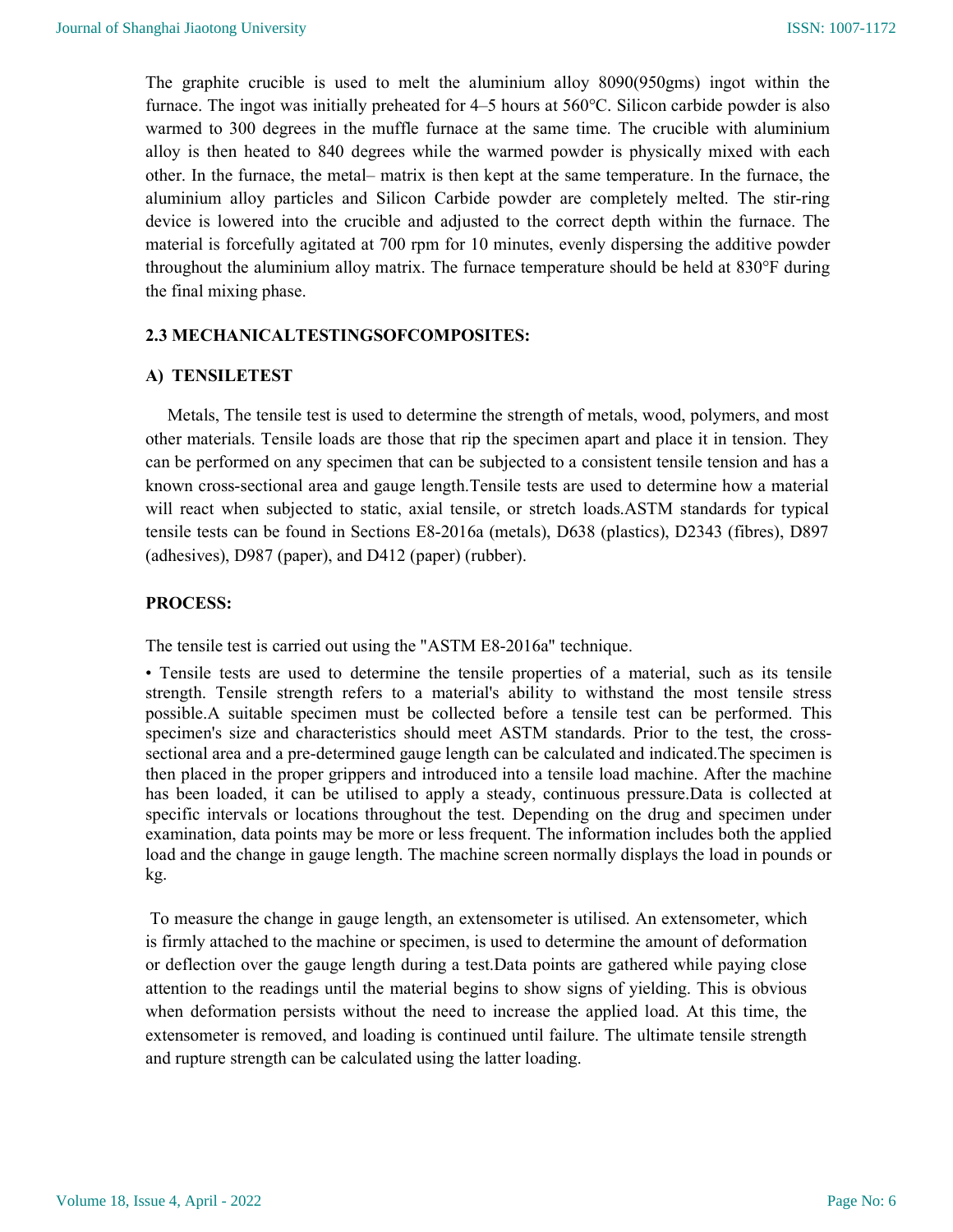The graphite crucible is used to melt the aluminium alloy 8090(950gms) ingot within the furnace. The ingot was initially preheated for 4–5 hours at 560°C. Silicon carbide powder is also warmed to 300 degrees in the muffle furnace at the same time. The crucible with aluminium alloy is then heated to 840 degrees while the warmed powder is physically mixed with each other. In the furnace, the metal– matrix is then kept at the same temperature. In the furnace, the aluminium alloy particles and Silicon Carbide powder are completely melted. The stir-ring device is lowered into the crucible and adjusted to the correct depth within the furnace. The material is forcefully agitated at 700 rpm for 10 minutes, evenly dispersing the additive powder throughout the aluminium alloy matrix. The furnace temperature should be held at 830°F during the final mixing phase.

## 2.3 MECHANICALTESTINGSOFCOMPOSITES:

### A) TENSILETEST

Metals, The tensile test is used to determine the strength of metals, wood, polymers, and most other materials. Tensile loads are those that rip the specimen apart and place it in tension. They can be performed on any specimen that can be subjected to a consistent tensile tension and has a known cross-sectional area and gauge length.Tensile tests are used to determine how a material will react when subjected to static, axial tensile, or stretch loads.ASTM standards for typical tensile tests can be found in Sections E8-2016a (metals), D638 (plastics), D2343 (fibres), D897 (adhesives), D987 (paper), and D412 (paper) (rubber).

**PROCESS:**

The tensile test is carried out using the "ASTM E8-2016a" technique.

- Tensile tests are used to determine the tensile properties of a material, such as its tensile strength. Tensile strength refers to a material's ability to withstand the most tensile stress possible.A suitable specimen must be collected before a tensile test can be performed. This specimen's size and characteristics should meet ASTM standards. Prior to the test, the cross-sectional area and a pre-determined gauge length can be calculated and indicated.The specimen is then placed in the proper grippers and introduced into a tensile load machine. After the machine has been loaded, it can be utilised to apply a steady, continuous pressure.Data is collected at specific intervals or locations throughout the test. Depending on the drug and specimen under examination, data points may be more or less frequent. The information includes both the applied load and the change in gauge length. The machine screen normally displays the load in pounds or kg.

To measure the change in gauge length, an extensometer is utilised. An extensometer, which is firmly attached to the machine or specimen, is used to determine the amount of deformation or deflection over the gauge length during a test.Data points are gathered while paying close attention to the readings until the material begins to show signs of yielding. This is obvious when deformation persists without the need to increase the applied load. At this time, the extensometer is removed, and loading is continued until failure. The ultimate tensile strength and rupture strength can be calculated using the latter loading.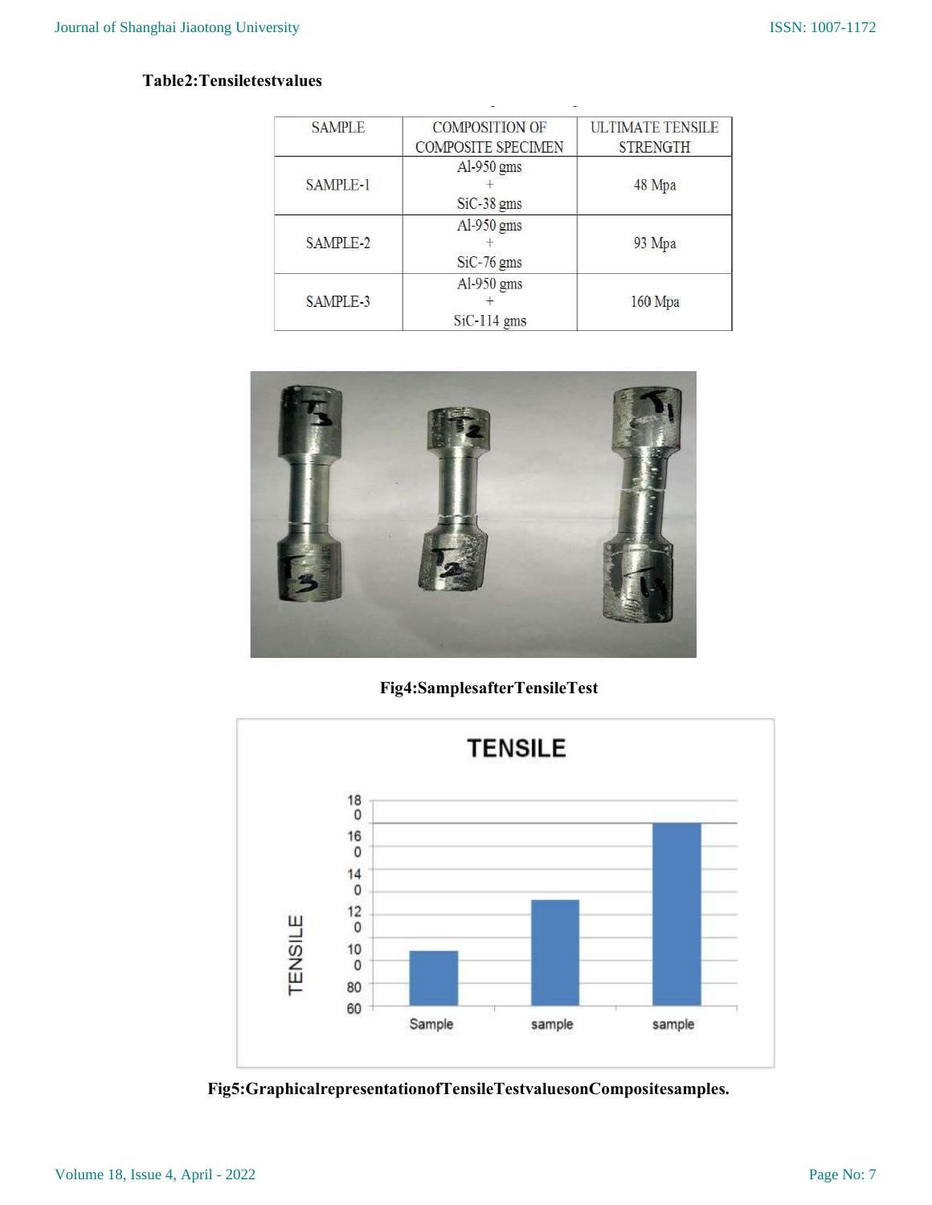**Table2:Tensiletestvalues**

| SAMPLE | COMPOSITION OF COMPOSITE SPECIMEN | ULTIMATE TENSILE STRENGTH |
|---|---|---|
| SAMPLE-1 | Al-950 gms + SiC-38 gms | 48 Mpa |
| SAMPLE-2 | Al-950 gms + SiC-76 gms | 93 Mpa |
| SAMPLE-3 | Al-950 gms + SiC-114 gms | 160 Mpa |

**Fig4:SamplesafterTensileTest**

**Fig5:GraphicalrepresentationofTensileTestvaluesonCompositesamples.**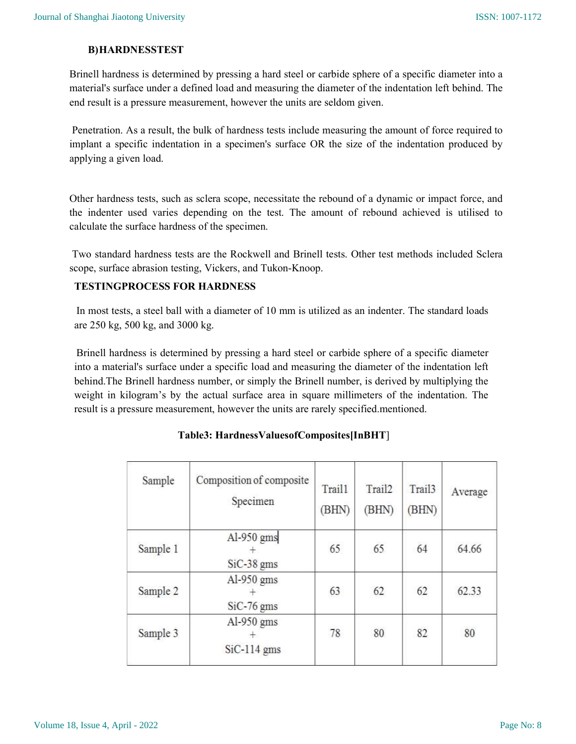**B)HARDNESSTEST**

Brinell hardness is determined by pressing a hard steel or carbide sphere of a specific diameter into a material's surface under a defined load and measuring the diameter of the indentation left behind. The end result is a pressure measurement, however the units are seldom given.

Penetration. As a result, the bulk of hardness tests include measuring the amount of force required to implant a specific indentation in a specimen's surface OR the size of the indentation produced by applying a given load.

Other hardness tests, such as sclera scope, necessitate the rebound of a dynamic or impact force, and the indenter used varies depending on the test. The amount of rebound achieved is utilised to calculate the surface hardness of the specimen.

Two standard hardness tests are the Rockwell and Brinell tests. Other test methods included Sclera scope, surface abrasion testing, Vickers, and Tukon-Knoop.

**TESTINGPROCESS FOR HARDNESS**

In most tests, a steel ball with a diameter of 10 mm is utilized as an indenter. The standard loads are 250 kg, 500 kg, and 3000 kg.

Brinell hardness is determined by pressing a hard steel or carbide sphere of a specific diameter into a material's surface under a specific load and measuring the diameter of the indentation left behind.The Brinell hardness number, or simply the Brinell number, is derived by multiplying the weight in kilogram's by the actual surface area in square millimeters of the indentation. The result is a pressure measurement, however the units are rarely specified.mentioned.

**Table3: HardnessValuesofComposites[InBHT]**

| Sample | Composition of composite Specimen | Trail1 (BHN) | Trail2 (BHN) | Trail3 (BHN) | Average |
|---|---|---|---|---|---|
| Sample 1 | Al-950 gms + SiC-38 gms | 65 | 65 | 64 | 64.66 |
| Sample 2 | Al-950 gms + SiC-76 gms | 63 | 62 | 62 | 62.33 |
| Sample 3 | Al-950 gms + SiC-114 gms | 78 | 80 | 82 | 80 |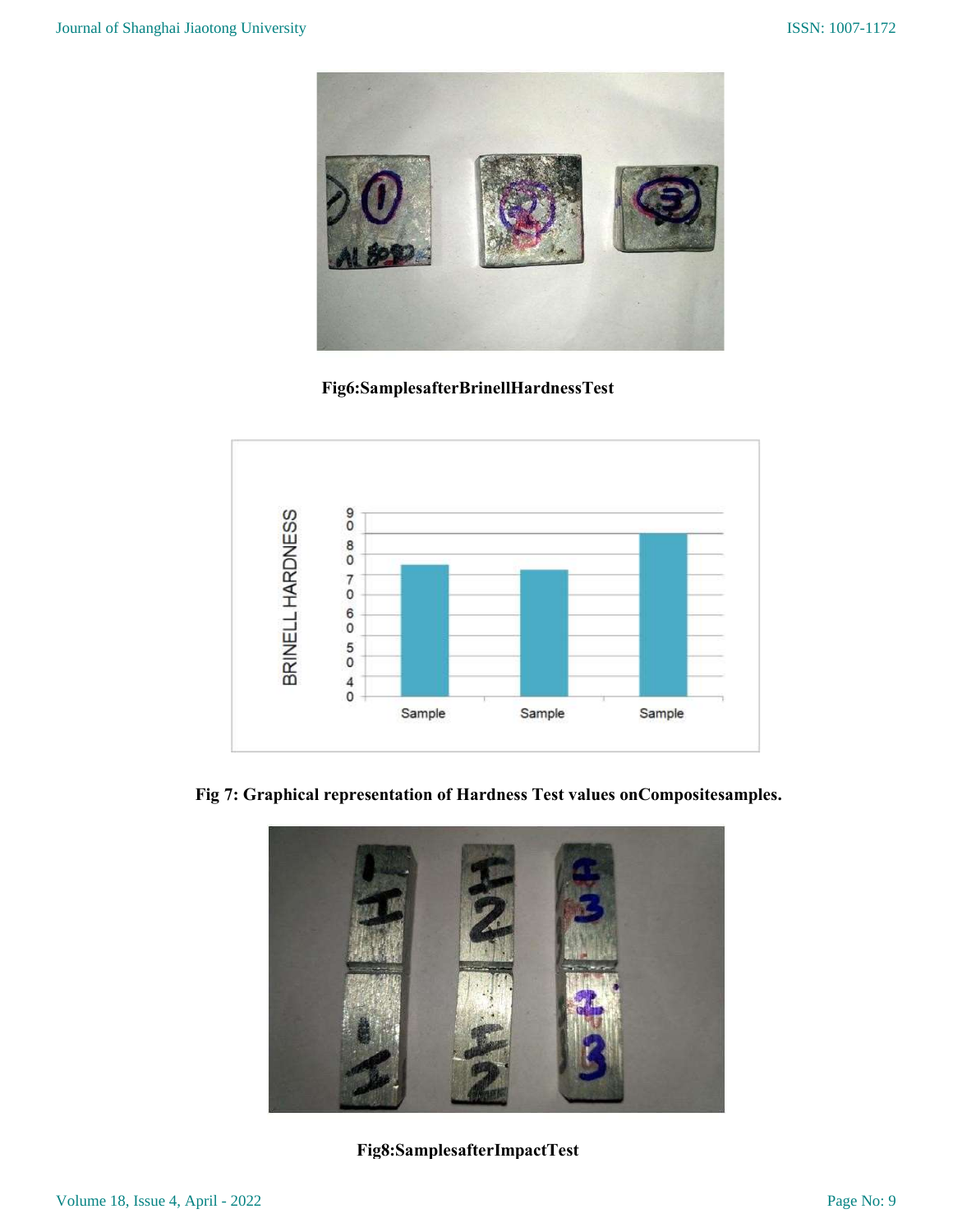Fig6:SamplesafterBrinellHardnessTest

Fig 7: Graphical representation of Hardness Test values onCompositesamples.

Fig8:SamplesafterImpactTest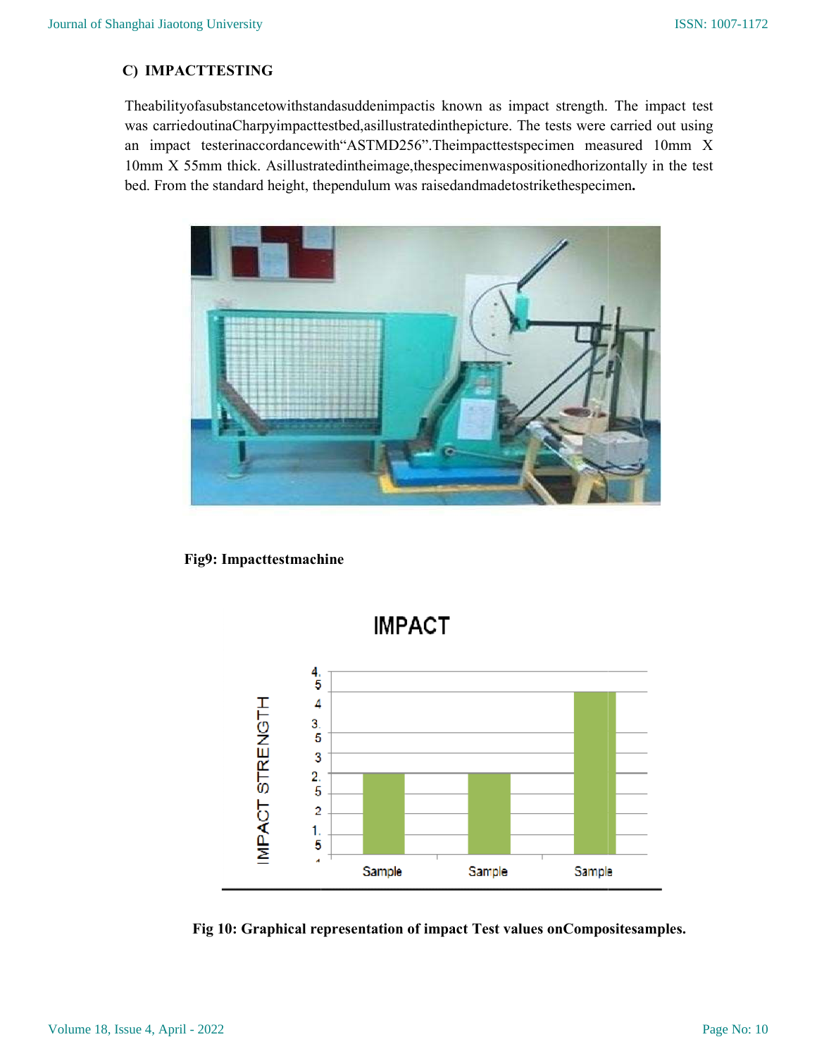### C) IMPACTTESTING

Theabilityofasubstancetowithstandasuddenimpactis known as impact strength. The impact test was carriedoutinaCharpyimpacttestbed,asillustratedinthepicture. The tests were carried out using an impact testerinaccordancewith"ASTMD256".Theimpacttestspecimen measured 10mm X 10mm X 55mm thick. Asillustratedintheimage,thespecimenwaspositionedhorizontally in the test bed. From the standard height, thependulum was raisedandmadetostrikethespecimen**.**

**Fig9: Impacttestmachine**

**Fig 10: Graphical representation of impact Test values onCompositesamples.**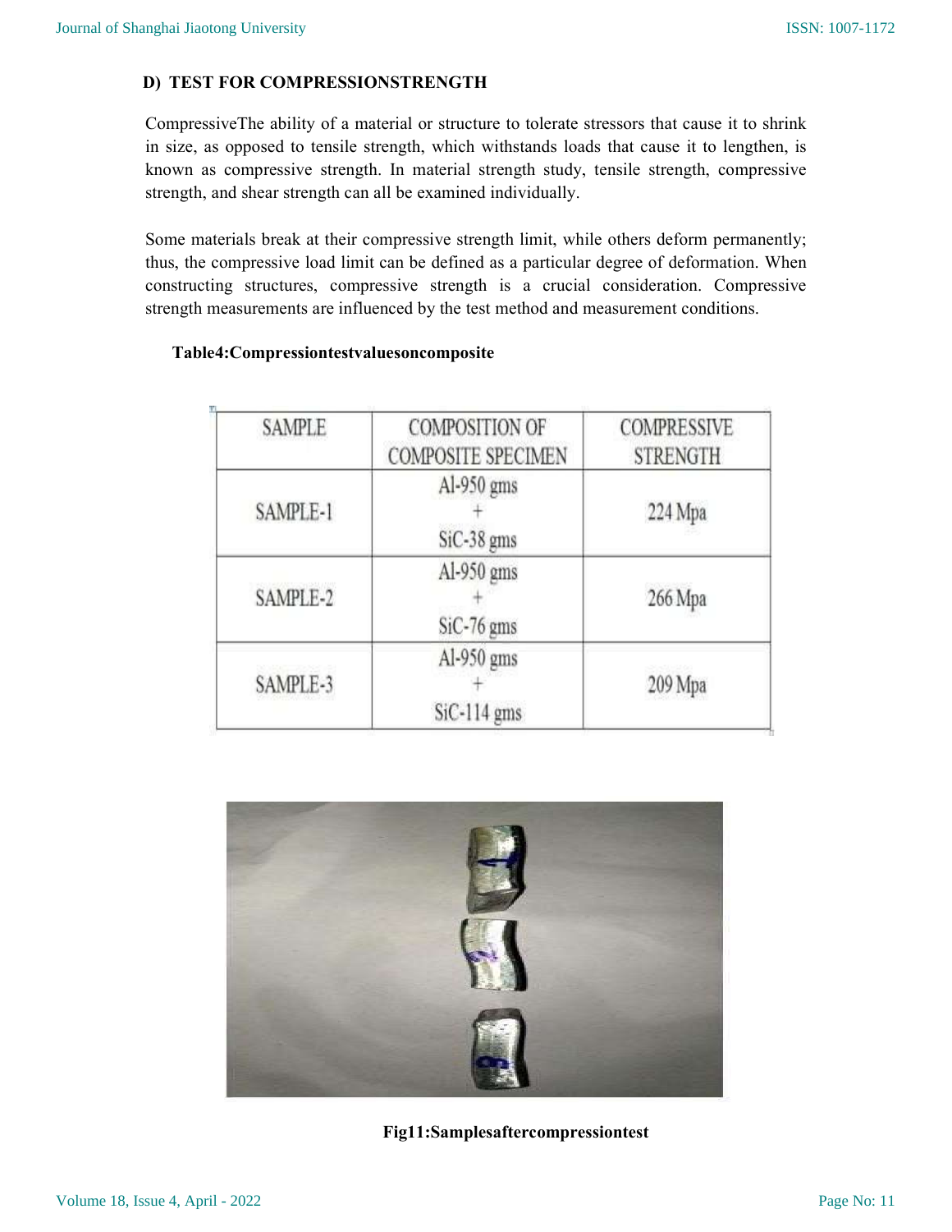### D) TEST FOR COMPRESSIONSTRENGTH

CompressiveThe ability of a material or structure to tolerate stressors that cause it to shrink in size, as opposed to tensile strength, which withstands loads that cause it to lengthen, is known as compressive strength. In material strength study, tensile strength, compressive strength, and shear strength can all be examined individually.

Some materials break at their compressive strength limit, while others deform permanently; thus, the compressive load limit can be defined as a particular degree of deformation. When constructing structures, compressive strength is a crucial consideration. Compressive strength measurements are influenced by the test method and measurement conditions.

**Table4:Compressiontestvaluesoncomposite**

| SAMPLE | COMPOSITION OF COMPOSITE SPECIMEN | COMPRESSIVE STRENGTH |
| --- | --- | --- |
| SAMPLE-1 | Al-950 gms + SiC-38 gms | 224 Mpa |
| SAMPLE-2 | Al-950 gms + SiC-76 gms | 266 Mpa |
| SAMPLE-3 | Al-950 gms + SiC-114 gms | 209 Mpa |

**Fig11:Samplesaftercompressiontest**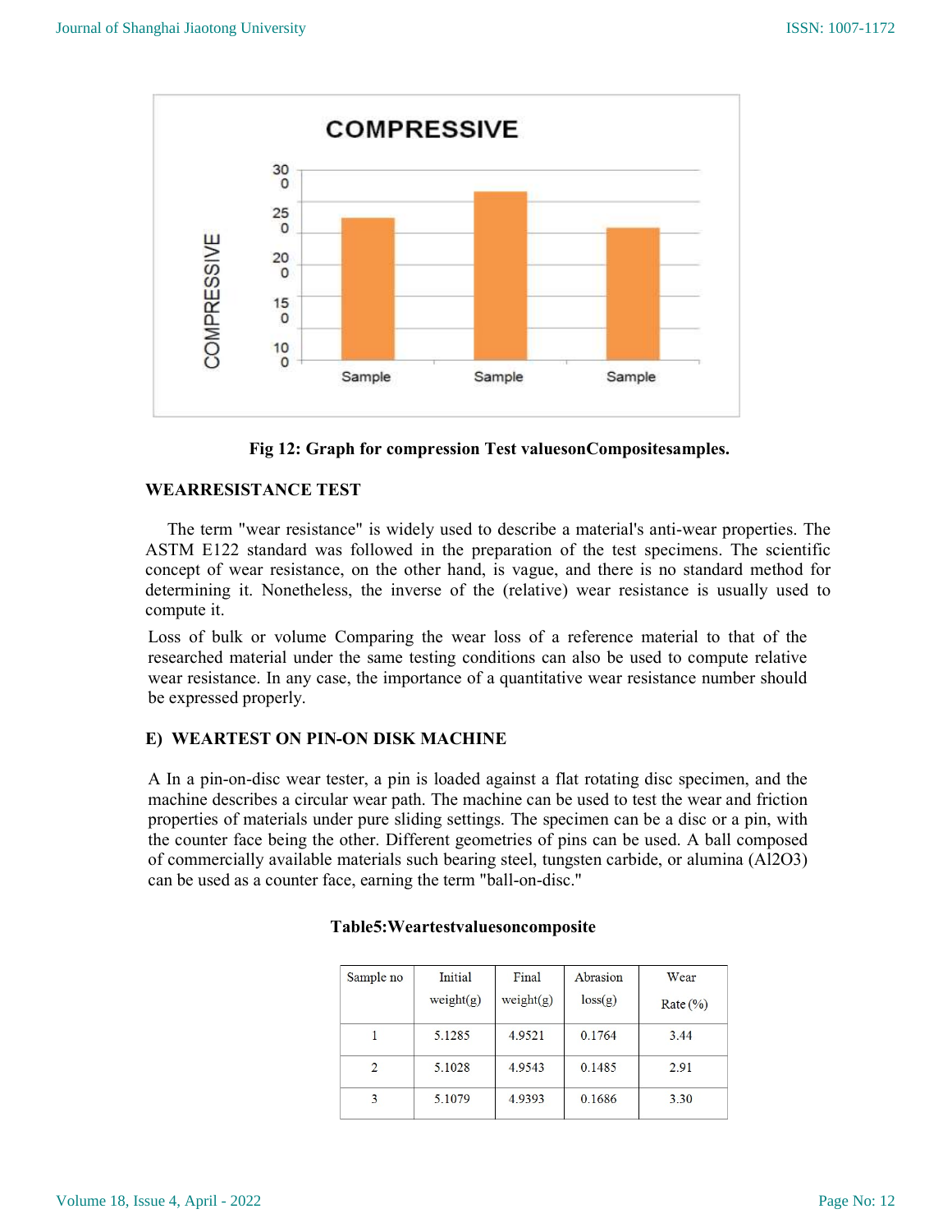Fig 12: Graph for compression Test valuesonCompositesamples.

**WEARRESISTANCE TEST**

The term "wear resistance" is widely used to describe a material's anti-wear properties. The ASTM E122 standard was followed in the preparation of the test specimens. The scientific concept of wear resistance, on the other hand, is vague, and there is no standard method for determining it. Nonetheless, the inverse of the (relative) wear resistance is usually used to compute it.

Loss of bulk or volume Comparing the wear loss of a reference material to that of the researched material under the same testing conditions can also be used to compute relative wear resistance. In any case, the importance of a quantitative wear resistance number should be expressed properly.

**E) WEARTEST ON PIN-ON DISK MACHINE**

A In a pin-on-disc wear tester, a pin is loaded against a flat rotating disc specimen, and the machine describes a circular wear path. The machine can be used to test the wear and friction properties of materials under pure sliding settings. The specimen can be a disc or a pin, with the counter face being the other. Different geometries of pins can be used. A ball composed of commercially available materials such bearing steel, tungsten carbide, or alumina ($Al_2O_3$) can be used as a counter face, earning the term "ball-on-disc."

**Table5:Weartestvaluesoncomposite**

| Sample no | Initial weight(g) | Final weight(g) | Abrasion loss(g) | Wear Rate (%) |
|---|---|---|---|---|
| 1 | 5.1285 | 4.9521 | 0.1764 | 3.44 |
| 2 | 5.1028 | 4.9543 | 0.1485 | 2.91 |
| 3 | 5.1079 | 4.9393 | 0.1686 | 3.30 |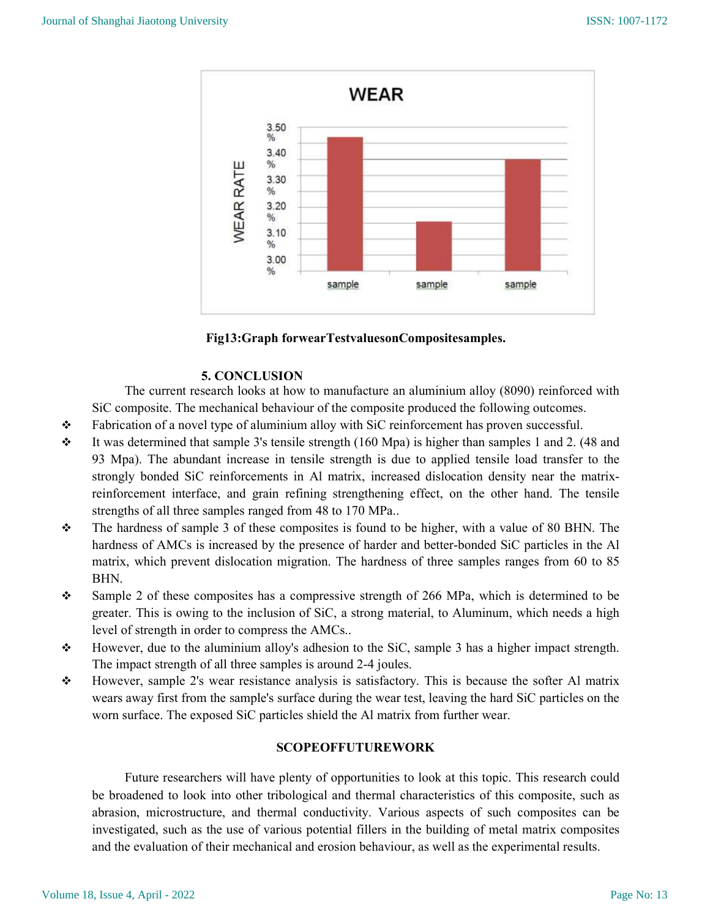Fig13:Graph forwearTestvaluesonCompositesamples.

## 5. CONCLUSION

The current research looks at how to manufacture an aluminium alloy (8090) reinforced with SiC composite. The mechanical behaviour of the composite produced the following outcomes.

- Fabrication of a novel type of aluminium alloy with SiC reinforcement has proven successful.
- It was determined that sample 3's tensile strength (160 Mpa) is higher than samples 1 and 2. (48 and 93 Mpa). The abundant increase in tensile strength is due to applied tensile load transfer to the strongly bonded SiC reinforcements in Al matrix, increased dislocation density near the matrix-reinforcement interface, and grain refining strengthening effect, on the other hand. The tensile strengths of all three samples ranged from 48 to 170 MPa..
- The hardness of sample 3 of these composites is found to be higher, with a value of 80 BHN. The hardness of AMCs is increased by the presence of harder and better-bonded SiC particles in the Al matrix, which prevent dislocation migration. The hardness of three samples ranges from 60 to 85 BHN.
- Sample 2 of these composites has a compressive strength of 266 MPa, which is determined to be greater. This is owing to the inclusion of SiC, a strong material, to Aluminum, which needs a high level of strength in order to compress the AMCs..
- However, due to the aluminium alloy's adhesion to the SiC, sample 3 has a higher impact strength. The impact strength of all three samples is around 2-4 joules.
- However, sample 2's wear resistance analysis is satisfactory. This is because the softer Al matrix wears away first from the sample's surface during the wear test, leaving the hard SiC particles on the worn surface. The exposed SiC particles shield the Al matrix from further wear.

## SCOPEOFFUTUREWORK

Future researchers will have plenty of opportunities to look at this topic. This research could be broadened to look into other tribological and thermal characteristics of this composite, such as abrasion, microstructure, and thermal conductivity. Various aspects of such composites can be investigated, such as the use of various potential fillers in the building of metal matrix composites and the evaluation of their mechanical and erosion behaviour, as well as the experimental results.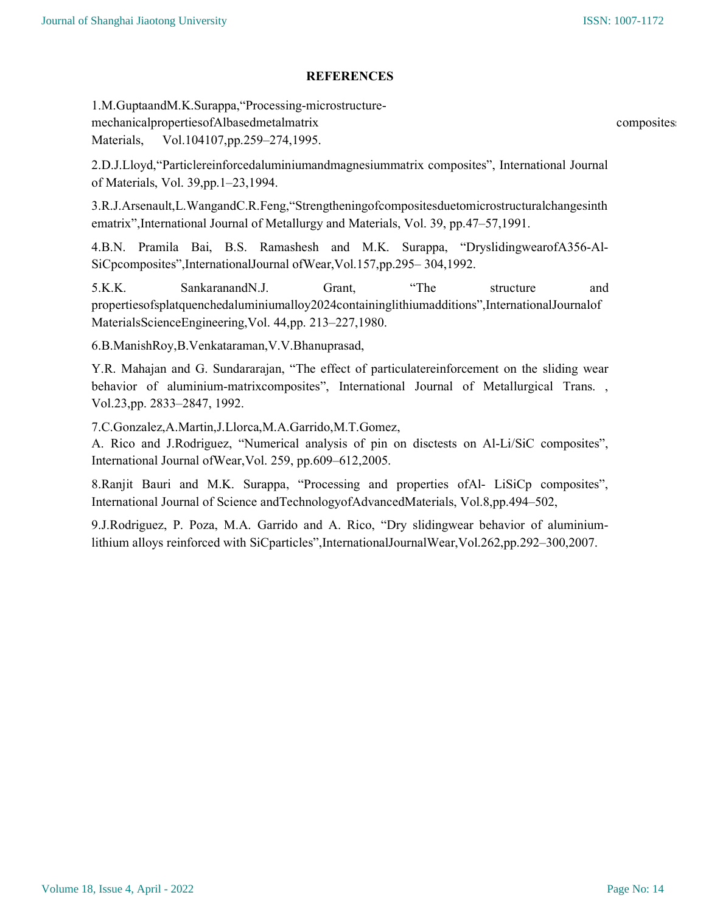## REFERENCES

1.M.GuptaandM.K.Surappa,"Processing-microstructure-mechanicalpropertiesofAlbasedmetalmatrix composites Materials, Vol.104107,pp.259–274,1995.

2.D.J.Lloyd,"Particlereinforcedaluminiumandmagnesiummatrix composites", International Journal of Materials, Vol. 39,pp.1–23,1994.

3.R.J.Arsenault,L.WangandC.R.Feng,"Strengtheningofcompositesduetomicrostructuralchangesinthematrix",International Journal of Metallurgy and Materials, Vol. 39, pp.47–57,1991.

4.B.N. Pramila Bai, B.S. Ramashesh and M.K. Surappa, "DryslidingwearofA356-Al-SiCpcomposites",InternationalJournal ofWear,Vol.157,pp.295– 304,1992.

5.K.K. SankaranandN.J. Grant, "The structure and propertiesofsplatquenchedaluminiumalloy2024containinglithiumadditions",InternationalJournalof MaterialsScienceEngineering,Vol. 44,pp. 213–227,1980.

6.B.ManishRoy,B.Venkataraman,V.V.Bhanuprasad,

Y.R. Mahajan and G. Sundararajan, "The effect of particulatereinforcement on the sliding wear behavior of aluminium-matrixcomposites", International Journal of Metallurgical Trans. , Vol.23,pp. 2833–2847, 1992.

7.C.Gonzalez,A.Martin,J.Llorca,M.A.Garrido,M.T.Gomez,

A. Rico and J.Rodriguez, "Numerical analysis of pin on disctests on Al-Li/SiC composites", International Journal ofWear,Vol. 259, pp.609–612,2005.

8.Ranjit Bauri and M.K. Surappa, "Processing and properties ofAl- LiSiCp composites", International Journal of Science andTechnologyofAdvancedMaterials, Vol.8,pp.494–502,

9.J.Rodriguez, P. Poza, M.A. Garrido and A. Rico, "Dry slidingwear behavior of aluminium-lithium alloys reinforced with SiCparticles",InternationalJournalWear,Vol.262,pp.292–300,2007.